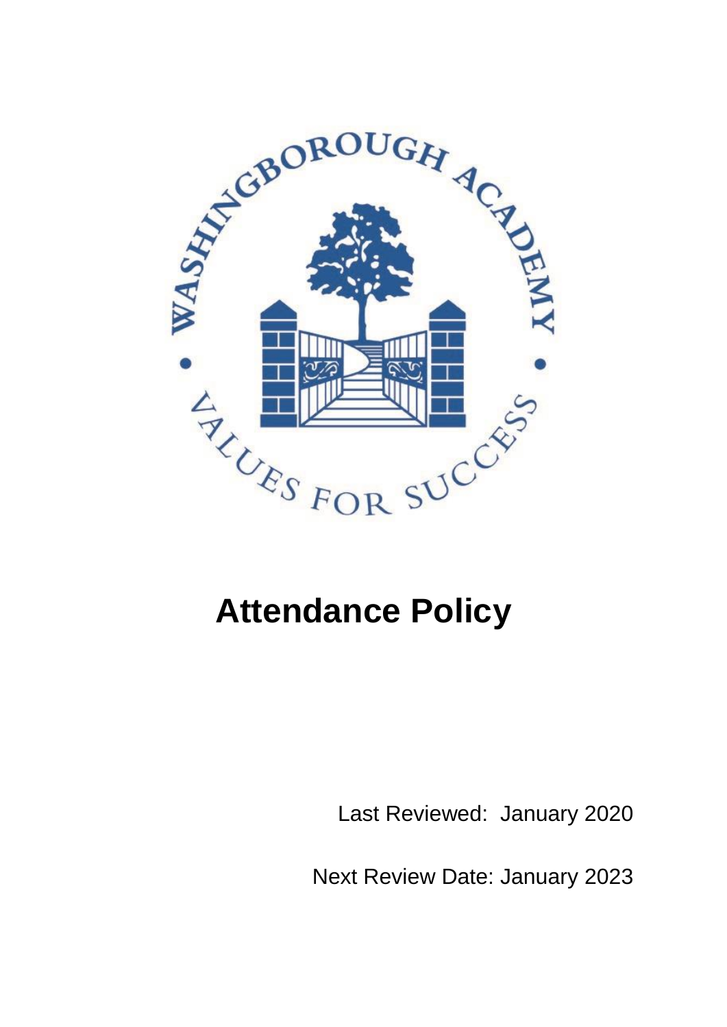WASHINGBOROUGH ACADEMY

VALUES FOR SUCCESS

# Attendance Policy

Last Reviewed: January 2020

Next Review Date: January 2023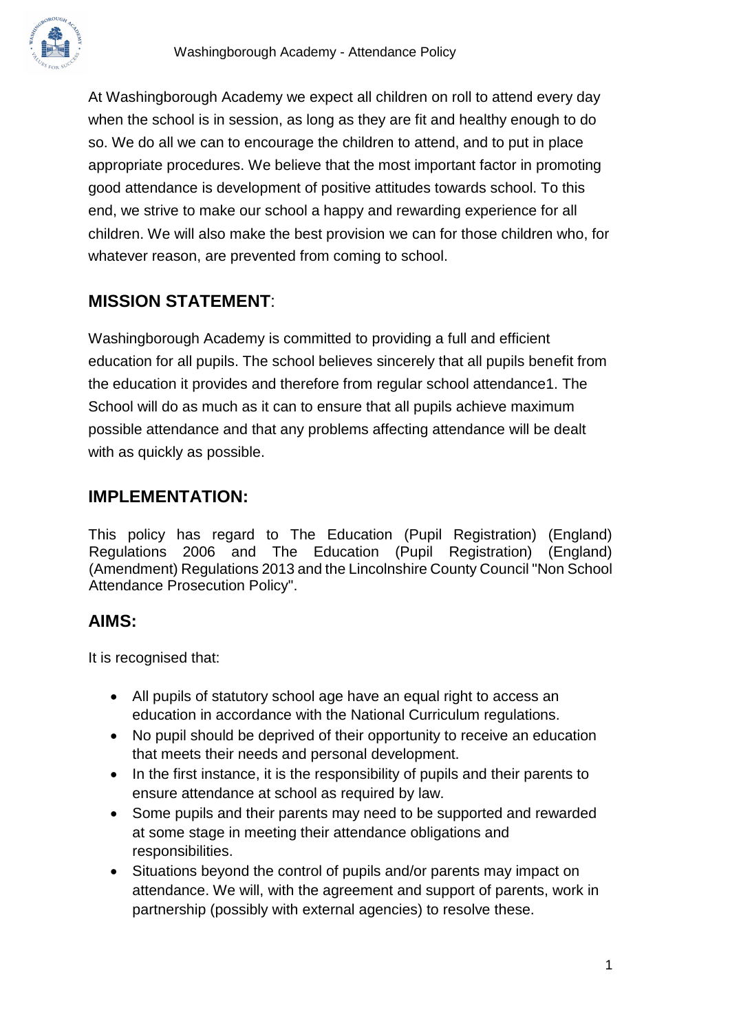At Washingborough Academy we expect all children on roll to attend every day when the school is in session, as long as they are fit and healthy enough to do so. We do all we can to encourage the children to attend, and to put in place appropriate procedures. We believe that the most important factor in promoting good attendance is development of positive attitudes towards school. To this end, we strive to make our school a happy and rewarding experience for all children. We will also make the best provision we can for those children who, for whatever reason, are prevented from coming to school.

## MISSION STATEMENT:

Washingborough Academy is committed to providing a full and efficient education for all pupils. The school believes sincerely that all pupils benefit from the education it provides and therefore from regular school attendance1. The School will do as much as it can to ensure that all pupils achieve maximum possible attendance and that any problems affecting attendance will be dealt with as quickly as possible.

## IMPLEMENTATION:

This policy has regard to The Education (Pupil Registration) (England) Regulations 2006 and The Education (Pupil Registration) (England) (Amendment) Regulations 2013 and the Lincolnshire County Council "Non School Attendance Prosecution Policy".

## AIMS:

It is recognised that:

- All pupils of statutory school age have an equal right to access an education in accordance with the National Curriculum regulations.
- No pupil should be deprived of their opportunity to receive an education that meets their needs and personal development.
- In the first instance, it is the responsibility of pupils and their parents to ensure attendance at school as required by law.
- Some pupils and their parents may need to be supported and rewarded at some stage in meeting their attendance obligations and responsibilities.
- Situations beyond the control of pupils and/or parents may impact on attendance. We will, with the agreement and support of parents, work in partnership (possibly with external agencies) to resolve these.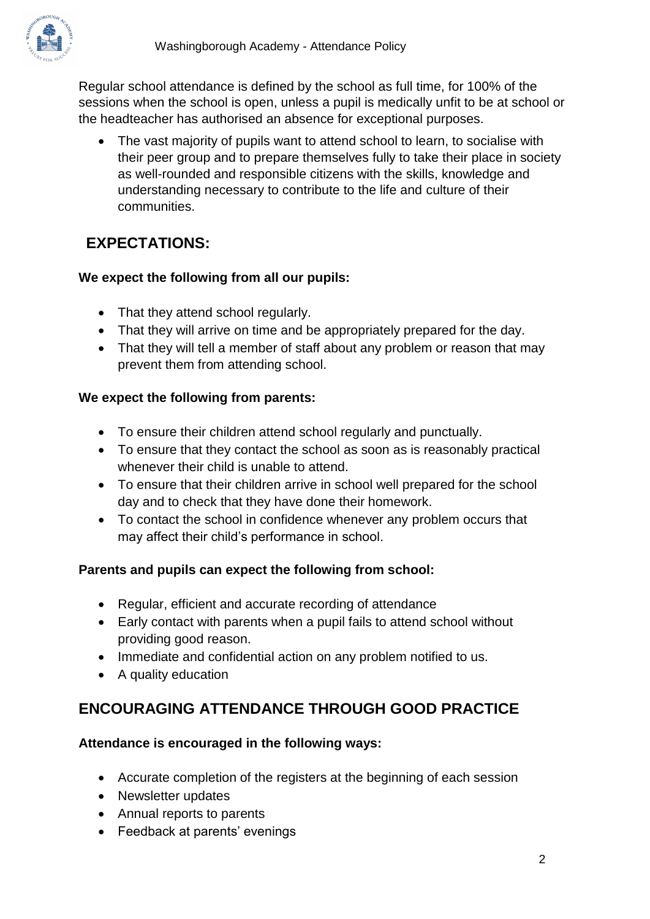Regular school attendance is defined by the school as full time, for 100% of the sessions when the school is open, unless a pupil is medically unfit to be at school or the headteacher has authorised an absence for exceptional purposes.

- The vast majority of pupils want to attend school to learn, to socialise with their peer group and to prepare themselves fully to take their place in society as well-rounded and responsible citizens with the skills, knowledge and understanding necessary to contribute to the life and culture of their communities.

## EXPECTATIONS:

**We expect the following from all our pupils:**

- That they attend school regularly.
- That they will arrive on time and be appropriately prepared for the day.
- That they will tell a member of staff about any problem or reason that may prevent them from attending school.

**We expect the following from parents:**

- To ensure their children attend school regularly and punctually.
- To ensure that they contact the school as soon as is reasonably practical whenever their child is unable to attend.
- To ensure that their children arrive in school well prepared for the school day and to check that they have done their homework.
- To contact the school in confidence whenever any problem occurs that may affect their child's performance in school.

**Parents and pupils can expect the following from school:**

- Regular, efficient and accurate recording of attendance
- Early contact with parents when a pupil fails to attend school without providing good reason.
- Immediate and confidential action on any problem notified to us.
- A quality education

## ENCOURAGING ATTENDANCE THROUGH GOOD PRACTICE

**Attendance is encouraged in the following ways:**

- Accurate completion of the registers at the beginning of each session
- Newsletter updates
- Annual reports to parents
- Feedback at parents' evenings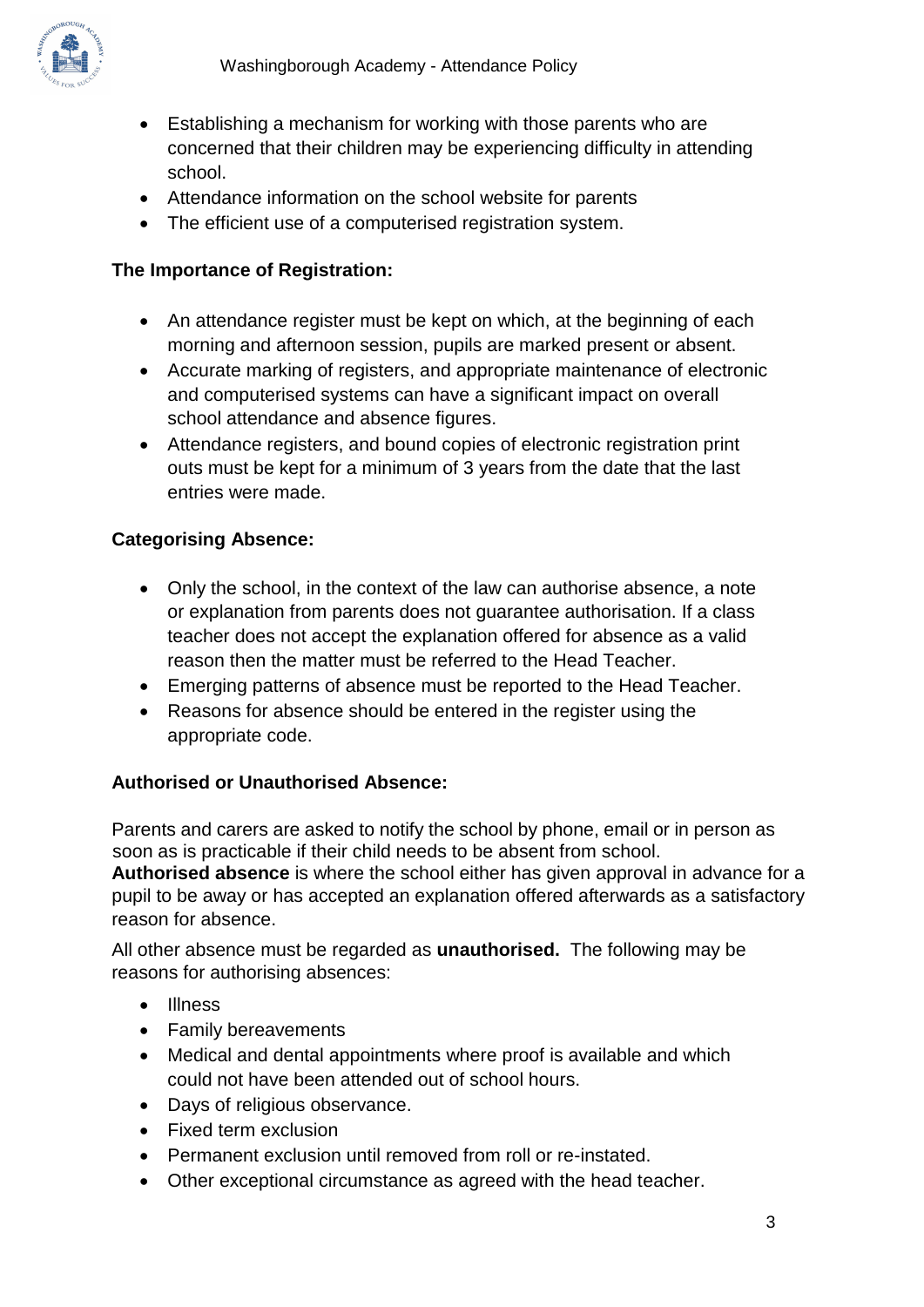- Establishing a mechanism for working with those parents who are concerned that their children may be experiencing difficulty in attending school.
- Attendance information on the school website for parents
- The efficient use of a computerised registration system.

**The Importance of Registration:**

- An attendance register must be kept on which, at the beginning of each morning and afternoon session, pupils are marked present or absent.
- Accurate marking of registers, and appropriate maintenance of electronic and computerised systems can have a significant impact on overall school attendance and absence figures.
- Attendance registers, and bound copies of electronic registration print outs must be kept for a minimum of 3 years from the date that the last entries were made.

**Categorising Absence:**

- Only the school, in the context of the law can authorise absence, a note or explanation from parents does not guarantee authorisation. If a class teacher does not accept the explanation offered for absence as a valid reason then the matter must be referred to the Head Teacher.
- Emerging patterns of absence must be reported to the Head Teacher.
- Reasons for absence should be entered in the register using the appropriate code.

**Authorised or Unauthorised Absence:**

Parents and carers are asked to notify the school by phone, email or in person as soon as is practicable if their child needs to be absent from school.
**Authorised absence** is where the school either has given approval in advance for a pupil to be away or has accepted an explanation offered afterwards as a satisfactory reason for absence.

All other absence must be regarded as **unauthorised.** The following may be reasons for authorising absences:

- Illness
- Family bereavements
- Medical and dental appointments where proof is available and which could not have been attended out of school hours.
- Days of religious observance.
- Fixed term exclusion
- Permanent exclusion until removed from roll or re-instated.
- Other exceptional circumstance as agreed with the head teacher.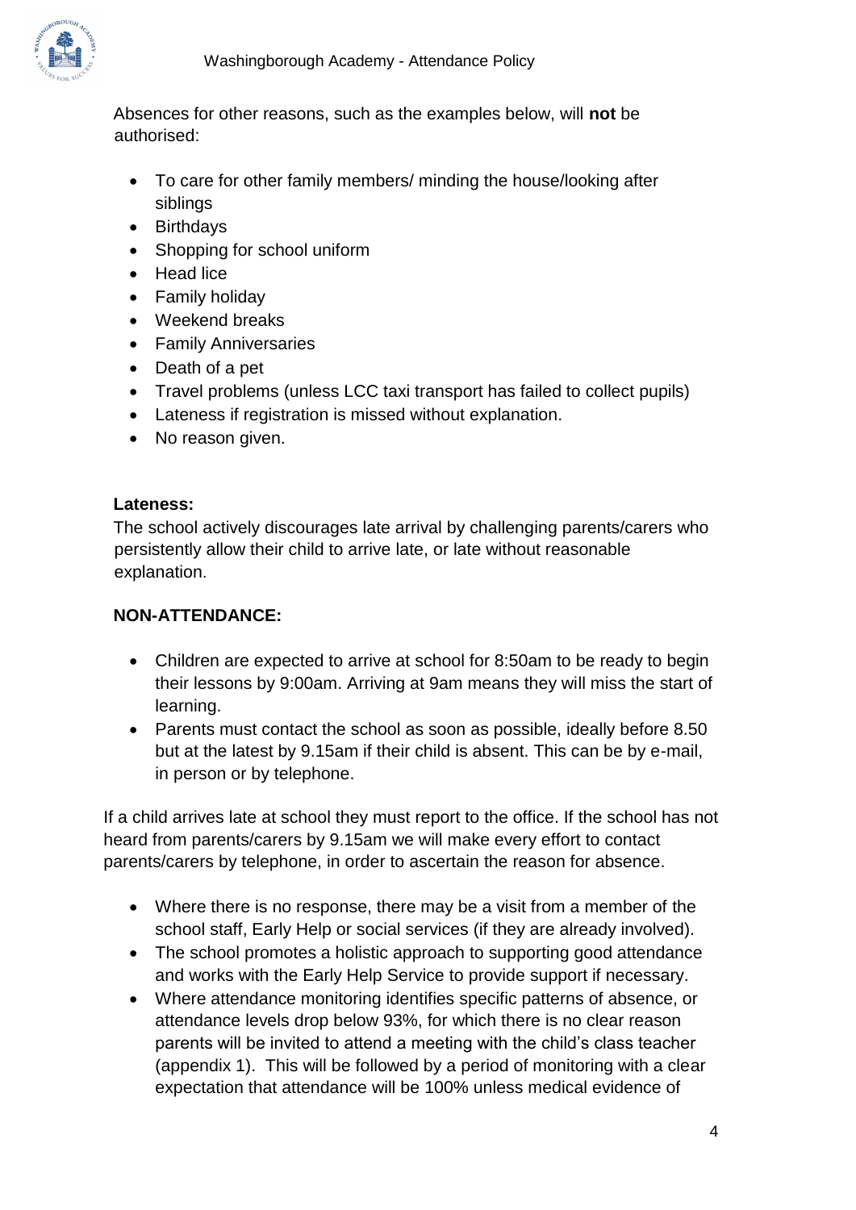Absences for other reasons, such as the examples below, will **not** be authorised:

- To care for other family members/ minding the house/looking after siblings
- Birthdays
- Shopping for school uniform
- Head lice
- Family holiday
- Weekend breaks
- Family Anniversaries
- Death of a pet
- Travel problems (unless LCC taxi transport has failed to collect pupils)
- Lateness if registration is missed without explanation.
- No reason given.

**Lateness:**

The school actively discourages late arrival by challenging parents/carers who persistently allow their child to arrive late, or late without reasonable explanation.

**NON-ATTENDANCE:**

- Children are expected to arrive at school for 8:50am to be ready to begin their lessons by 9:00am. Arriving at 9am means they will miss the start of learning.
- Parents must contact the school as soon as possible, ideally before 8.50 but at the latest by 9.15am if their child is absent. This can be by e-mail, in person or by telephone.

If a child arrives late at school they must report to the office. If the school has not heard from parents/carers by 9.15am we will make every effort to contact parents/carers by telephone, in order to ascertain the reason for absence.

- Where there is no response, there may be a visit from a member of the school staff, Early Help or social services (if they are already involved).
- The school promotes a holistic approach to supporting good attendance and works with the Early Help Service to provide support if necessary.
- Where attendance monitoring identifies specific patterns of absence, or attendance levels drop below 93%, for which there is no clear reason parents will be invited to attend a meeting with the child's class teacher (appendix 1). This will be followed by a period of monitoring with a clear expectation that attendance will be 100% unless medical evidence of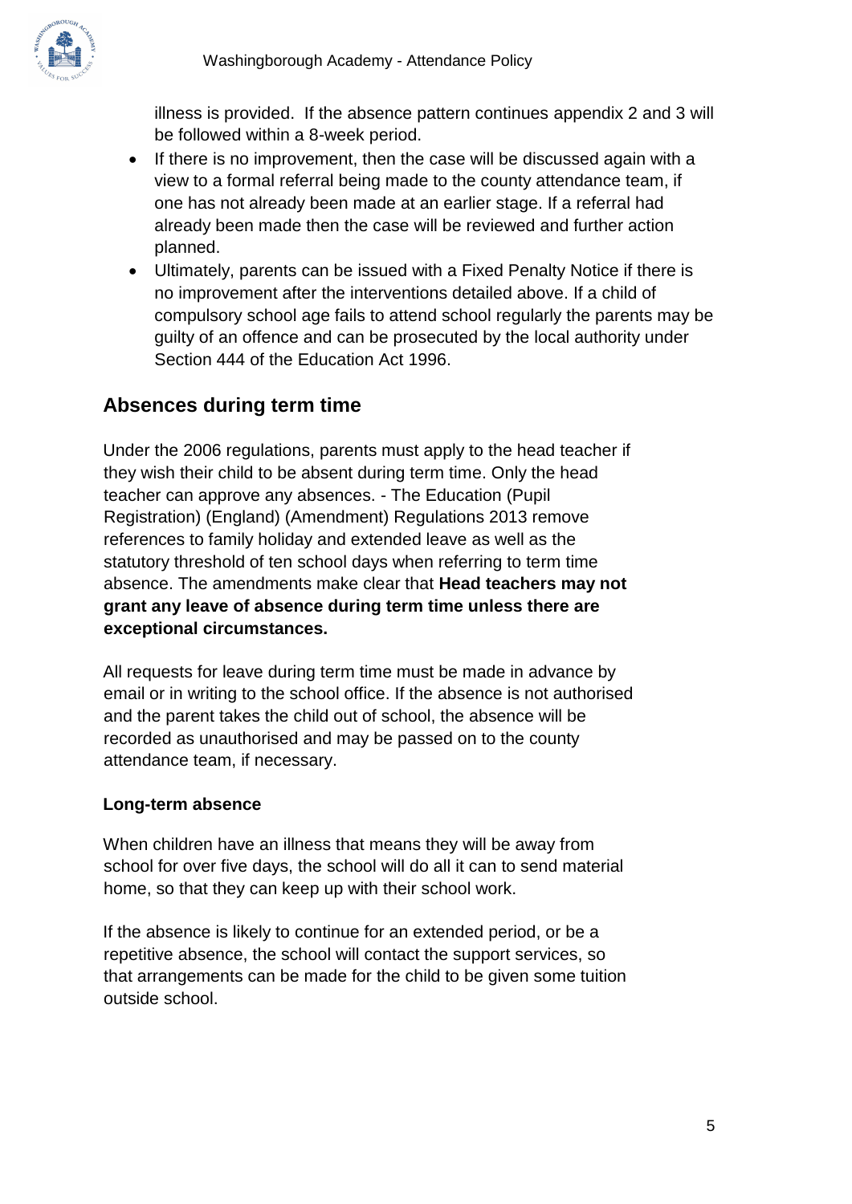illness is provided. If the absence pattern continues appendix 2 and 3 will be followed within a 8-week period.

- If there is no improvement, then the case will be discussed again with a view to a formal referral being made to the county attendance team, if one has not already been made at an earlier stage. If a referral had already been made then the case will be reviewed and further action planned.
- Ultimately, parents can be issued with a Fixed Penalty Notice if there is no improvement after the interventions detailed above. If a child of compulsory school age fails to attend school regularly the parents may be guilty of an offence and can be prosecuted by the local authority under Section 444 of the Education Act 1996.

## Absences during term time

Under the 2006 regulations, parents must apply to the head teacher if they wish their child to be absent during term time. Only the head teacher can approve any absences. - The Education (Pupil Registration) (England) (Amendment) Regulations 2013 remove references to family holiday and extended leave as well as the statutory threshold of ten school days when referring to term time absence. The amendments make clear that **Head teachers may not grant any leave of absence during term time unless there are exceptional circumstances.**

All requests for leave during term time must be made in advance by email or in writing to the school office. If the absence is not authorised and the parent takes the child out of school, the absence will be recorded as unauthorised and may be passed on to the county attendance team, if necessary.

### Long-term absence

When children have an illness that means they will be away from school for over five days, the school will do all it can to send material home, so that they can keep up with their school work.

If the absence is likely to continue for an extended period, or be a repetitive absence, the school will contact the support services, so that arrangements can be made for the child to be given some tuition outside school.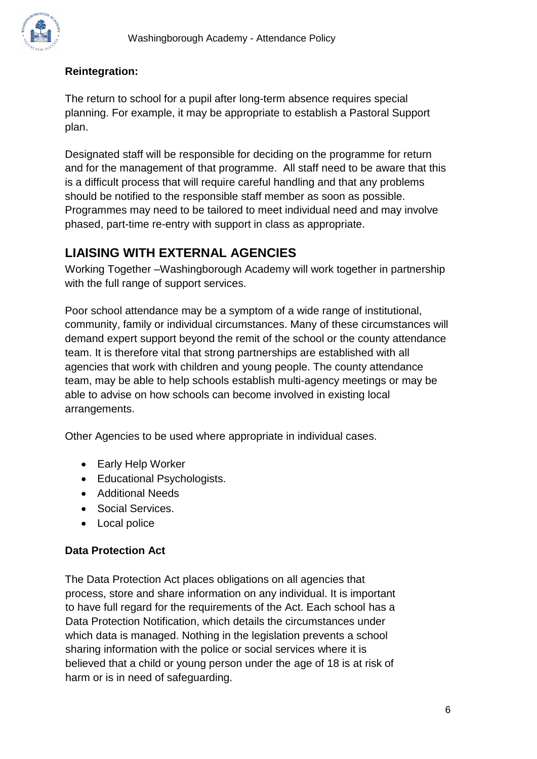**Reintegration:**

The return to school for a pupil after long-term absence requires special planning. For example, it may be appropriate to establish a Pastoral Support plan.

Designated staff will be responsible for deciding on the programme for return and for the management of that programme. All staff need to be aware that this is a difficult process that will require careful handling and that any problems should be notified to the responsible staff member as soon as possible. Programmes may need to be tailored to meet individual need and may involve phased, part-time re-entry with support in class as appropriate.

## LIAISING WITH EXTERNAL AGENCIES

Working Together –Washingborough Academy will work together in partnership with the full range of support services.

Poor school attendance may be a symptom of a wide range of institutional, community, family or individual circumstances. Many of these circumstances will demand expert support beyond the remit of the school or the county attendance team. It is therefore vital that strong partnerships are established with all agencies that work with children and young people. The county attendance team, may be able to help schools establish multi-agency meetings or may be able to advise on how schools can become involved in existing local arrangements.

Other Agencies to be used where appropriate in individual cases.

- Early Help Worker
- Educational Psychologists.
- Additional Needs
- Social Services.
- Local police

**Data Protection Act**

The Data Protection Act places obligations on all agencies that process, store and share information on any individual. It is important to have full regard for the requirements of the Act. Each school has a Data Protection Notification, which details the circumstances under which data is managed. Nothing in the legislation prevents a school sharing information with the police or social services where it is believed that a child or young person under the age of 18 is at risk of harm or is in need of safeguarding.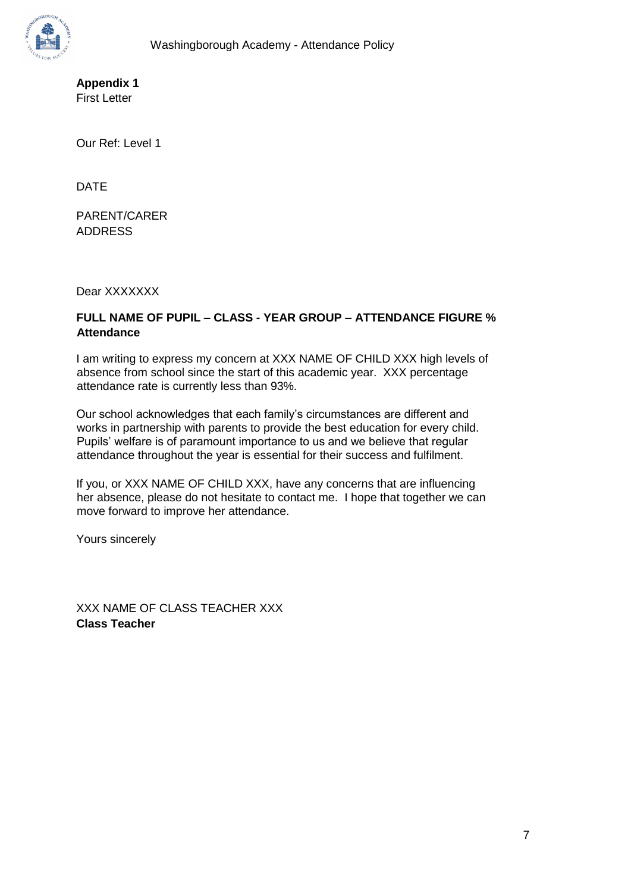**Appendix 1**
First Letter

Our Ref: Level 1

DATE

PARENT/CARER
ADDRESS

Dear XXXXXXX

**FULL NAME OF PUPIL – CLASS - YEAR GROUP – ATTENDANCE FIGURE % Attendance**

I am writing to express my concern at XXX NAME OF CHILD XXX high levels of absence from school since the start of this academic year. XXX percentage attendance rate is currently less than 93%.

Our school acknowledges that each family's circumstances are different and works in partnership with parents to provide the best education for every child. Pupils' welfare is of paramount importance to us and we believe that regular attendance throughout the year is essential for their success and fulfilment.

If you, or XXX NAME OF CHILD XXX, have any concerns that are influencing her absence, please do not hesitate to contact me. I hope that together we can move forward to improve her attendance.

Yours sincerely

XXX NAME OF CLASS TEACHER XXX
**Class Teacher**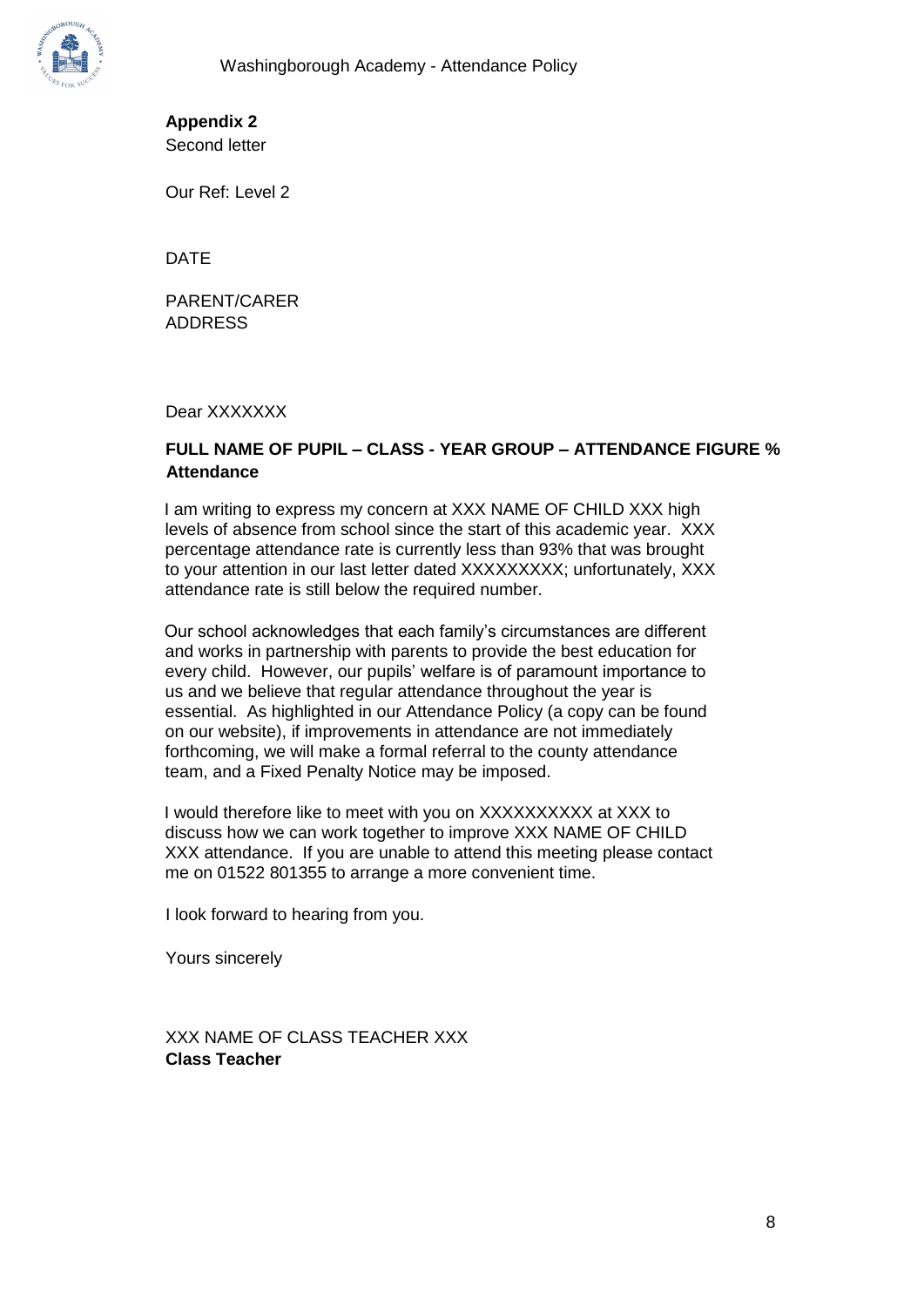**Appendix 2**
Second letter

Our Ref: Level 2

DATE

PARENT/CARER
ADDRESS

Dear XXXXXXX

**FULL NAME OF PUPIL – CLASS - YEAR GROUP – ATTENDANCE FIGURE % Attendance**

I am writing to express my concern at XXX NAME OF CHILD XXX high levels of absence from school since the start of this academic year. XXX percentage attendance rate is currently less than 93% that was brought to your attention in our last letter dated XXXXXXXXX; unfortunately, XXX attendance rate is still below the required number.

Our school acknowledges that each family's circumstances are different and works in partnership with parents to provide the best education for every child. However, our pupils' welfare is of paramount importance to us and we believe that regular attendance throughout the year is essential. As highlighted in our Attendance Policy (a copy can be found on our website), if improvements in attendance are not immediately forthcoming, we will make a formal referral to the county attendance team, and a Fixed Penalty Notice may be imposed.

I would therefore like to meet with you on XXXXXXXXXX at XXX to discuss how we can work together to improve XXX NAME OF CHILD XXX attendance. If you are unable to attend this meeting please contact me on 01522 801355 to arrange a more convenient time.

I look forward to hearing from you.

Yours sincerely

XXX NAME OF CLASS TEACHER XXX
**Class Teacher**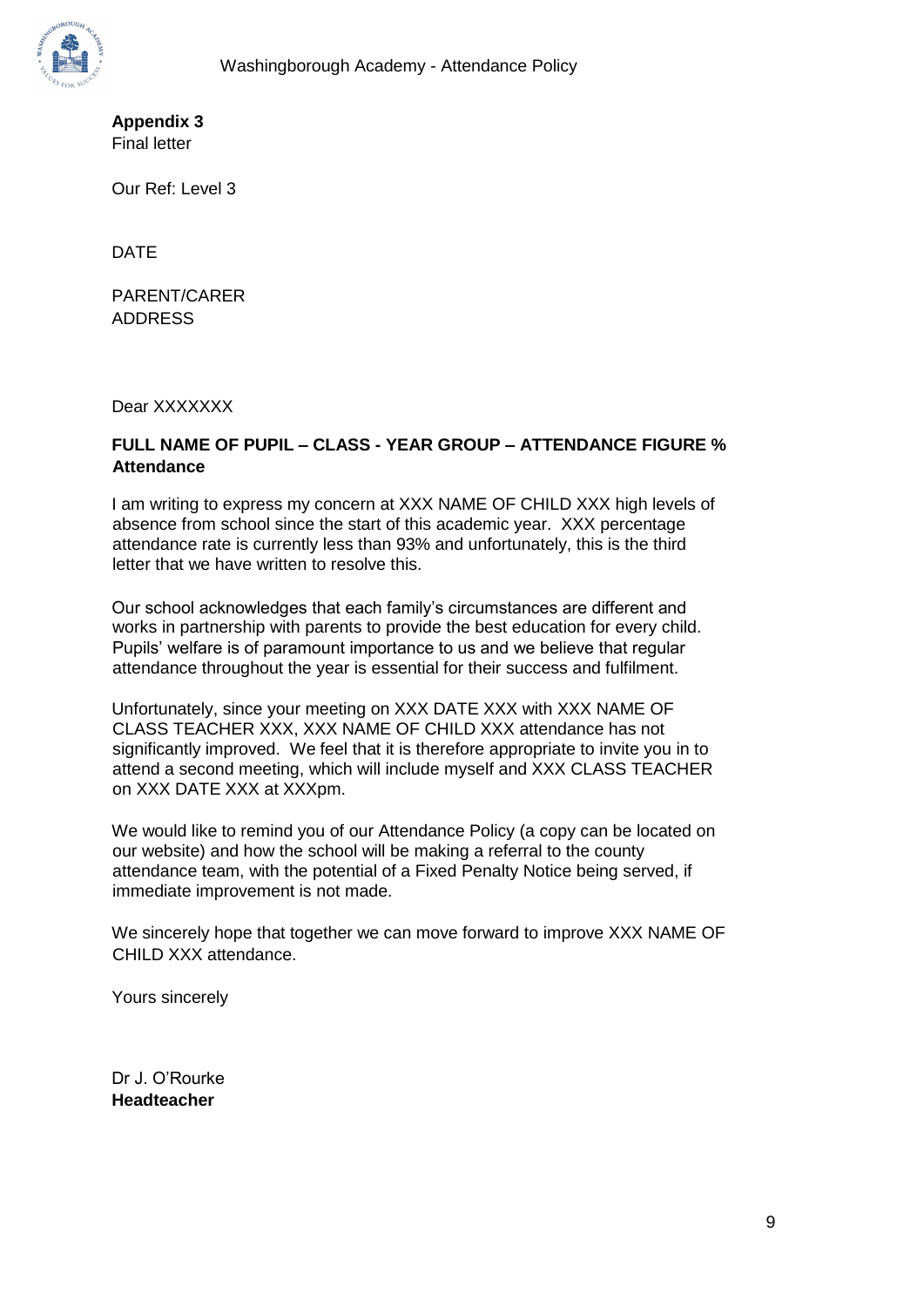**Appendix 3**
Final letter

Our Ref: Level 3

DATE

PARENT/CARER
ADDRESS

Dear XXXXXXX

**FULL NAME OF PUPIL – CLASS - YEAR GROUP – ATTENDANCE FIGURE % Attendance**

I am writing to express my concern at XXX NAME OF CHILD XXX high levels of absence from school since the start of this academic year. XXX percentage attendance rate is currently less than 93% and unfortunately, this is the third letter that we have written to resolve this.

Our school acknowledges that each family's circumstances are different and works in partnership with parents to provide the best education for every child. Pupils' welfare is of paramount importance to us and we believe that regular attendance throughout the year is essential for their success and fulfilment.

Unfortunately, since your meeting on XXX DATE XXX with XXX NAME OF CLASS TEACHER XXX, XXX NAME OF CHILD XXX attendance has not significantly improved. We feel that it is therefore appropriate to invite you in to attend a second meeting, which will include myself and XXX CLASS TEACHER on XXX DATE XXX at XXXpm.

We would like to remind you of our Attendance Policy (a copy can be located on our website) and how the school will be making a referral to the county attendance team, with the potential of a Fixed Penalty Notice being served, if immediate improvement is not made.

We sincerely hope that together we can move forward to improve XXX NAME OF CHILD XXX attendance.

Yours sincerely

Dr J. O'Rourke
**Headteacher**